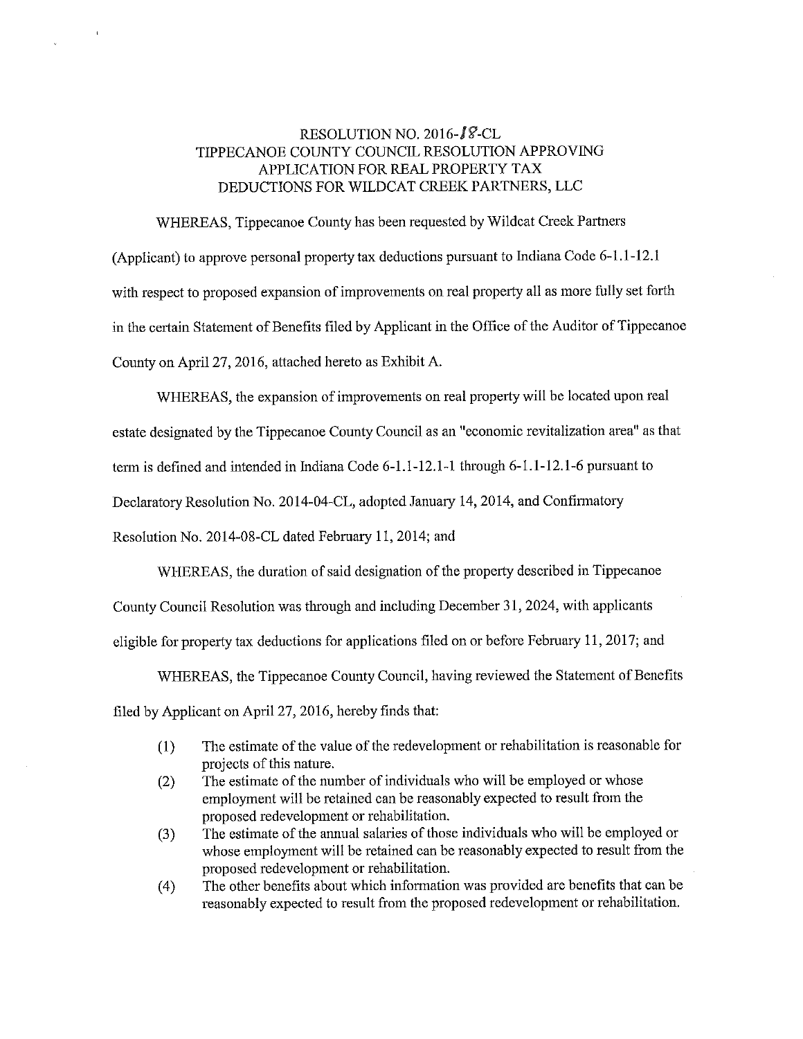RESOLUTION NO. 2016-18-CL
TIPPECANOE COUNTY COUNCIL RESOLUTION APPROVING APPLICATION FOR REAL PROPERTY TAX DEDUCTIONS FOR WILDCAT CREEK PARTNERS, LLC

WHEREAS, Tippecanoe County has been requested by Wildcat Creek Partners (Applicant) to approve personal property tax deductions pursuant to Indiana Code 6-1.1-12.1 with respect to proposed expansion of improvements on real property all as more fully set forth in the certain Statement of Benefits filed by Applicant in the Office of the Auditor of Tippecanoe County on April 27, 2016, attached hereto as Exhibit A.

WHEREAS, the expansion of improvements on real property will be located upon real estate designated by the Tippecanoe County Council as an "economic revitalization area" as that term is defined and intended in Indiana Code 6-1.1-12.1-1 through 6-1.1-12.1-6 pursuant to Declaratory Resolution No. 2014-04-CL, adopted January 14, 2014, and Confirmatory Resolution No. 2014-08-CL dated February 11, 2014; and

WHEREAS, the duration of said designation of the property described in Tippecanoe County Council Resolution was through and including December 31, 2024, with applicants eligible for property tax deductions for applications filed on or before February 11, 2017; and

WHEREAS, the Tippecanoe County Council, having reviewed the Statement of Benefits filed by Applicant on April 27, 2016, hereby finds that:

(1) The estimate of the value of the redevelopment or rehabilitation is reasonable for projects of this nature.
(2) The estimate of the number of individuals who will be employed or whose employment will be retained can be reasonably expected to result from the proposed redevelopment or rehabilitation.
(3) The estimate of the annual salaries of those individuals who will be employed or whose employment will be retained can be reasonably expected to result from the proposed redevelopment or rehabilitation.
(4) The other benefits about which information was provided are benefits that can be reasonably expected to result from the proposed redevelopment or rehabilitation.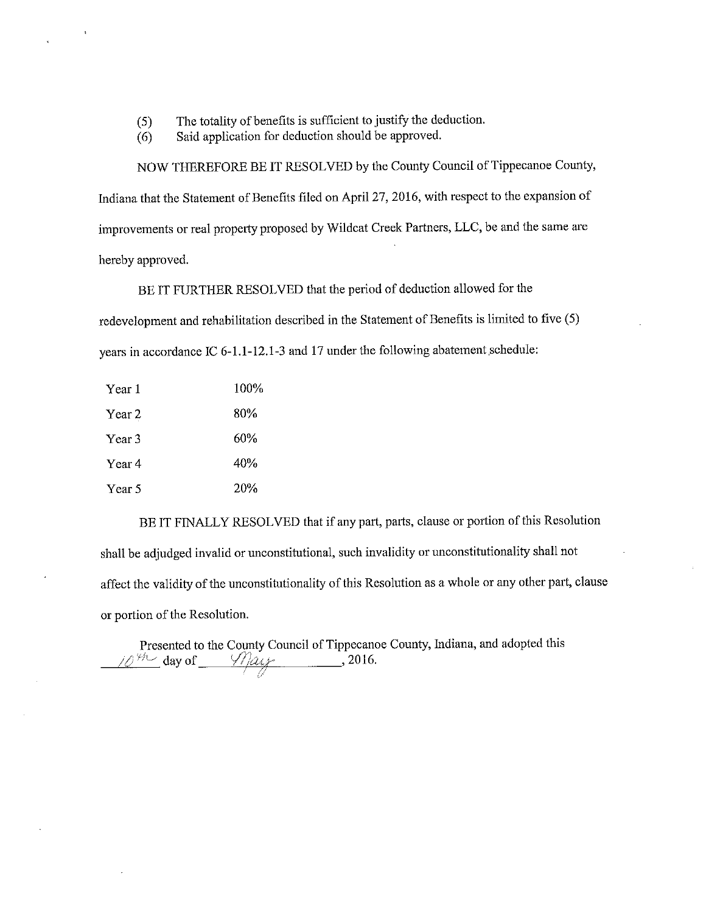(5) The totality of benefits is sufficient to justify the deduction.

(6) Said application for deduction should be approved.

NOW THEREFORE BE IT RESOLVED by the County Council of Tippecanoe County, Indiana that the Statement of Benefits filed on April 27, 2016, with respect to the expansion of improvements or real property proposed by Wildcat Creek Partners, LLC, be and the same are hereby approved.

BE IT FURTHER RESOLVED that the period of deduction allowed for the redevelopment and rehabilitation described in the Statement of Benefits is limited to five (5) years in accordance IC 6-1.1-12.1-3 and 17 under the following abatement schedule:

| | |
|---|---|
| Year 1 | 100% |
| Year 2 | 80% |
| Year 3 | 60% |
| Year 4 | 40% |
| Year 5 | 20% |

BE IT FINALLY RESOLVED that if any part, parts, clause or portion of this Resolution shall be adjudged invalid or unconstitutional, such invalidity or unconstitutionality shall not affect the validity of the unconstitutionality of this Resolution as a whole or any other part, clause or portion of the Resolution.

Presented to the County Council of Tippecanoe County, Indiana, and adopted this 10th day of May, 2016.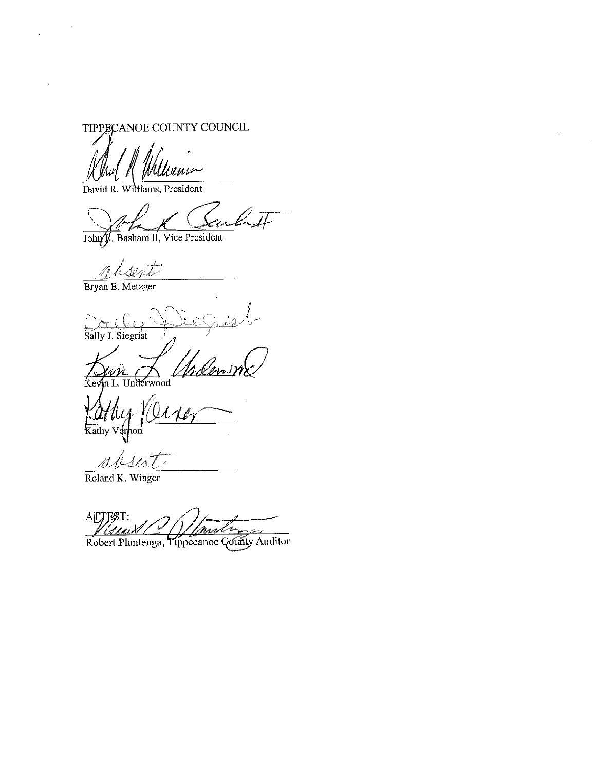TIPPECANOE COUNTY COUNCIL

\_\_\_\_\_\_\_\_\_\_\_\_\_\_\_\_\_\_\_\_\_\_\_\_\_\_
David R. Williams, President

\_\_\_\_\_\_\_\_\_\_\_\_\_\_\_\_\_\_\_\_\_\_\_\_\_\_
John R. Basham II, Vice President

absent
Bryan E. Metzger

\_\_\_\_\_\_\_\_\_\_\_\_\_\_\_\_\_\_\_\_\_\_\_\_\_\_
Sally J. Siegrist

\_\_\_\_\_\_\_\_\_\_\_\_\_\_\_\_\_\_\_\_\_\_\_\_\_\_
Kevin L. Underwood

\_\_\_\_\_\_\_\_\_\_\_\_\_\_\_\_\_\_\_\_\_\_\_\_\_\_
Kathy Vernon

absent
Roland K. Winger

ATTEST:

\_\_\_\_\_\_\_\_\_\_\_\_\_\_\_\_\_\_\_\_\_\_\_\_\_\_
Robert Plantenga, Tippecanoe County Auditor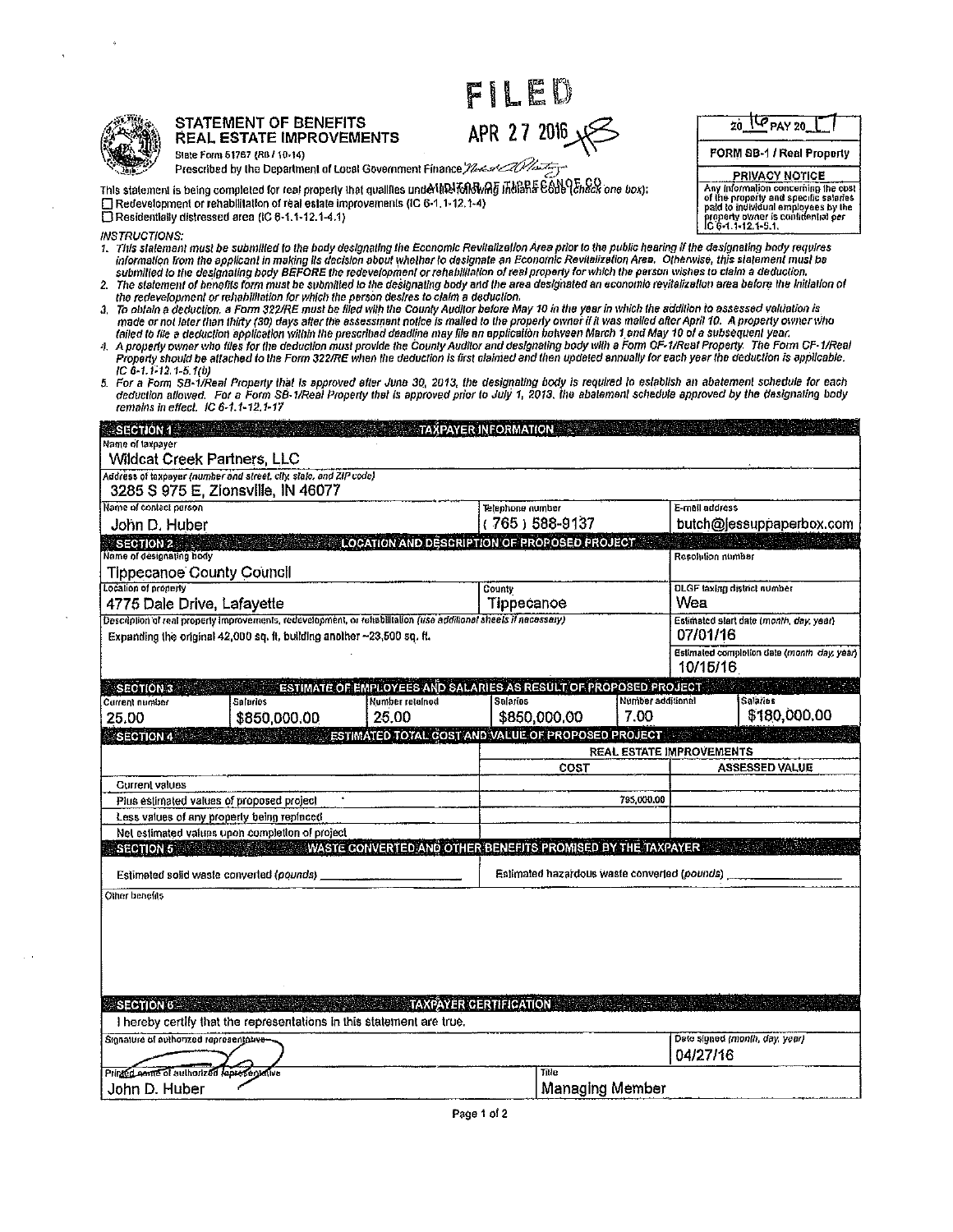FILED

APR 27 2016

AUDITOR OF TIPPECANOE CO

# STATEMENT OF BENEFITS
# REAL ESTATE IMPROVEMENTS

State Form 51767 (R6 / 10-14)

Prescribed by the Department of Local Government Finance

| 20 16 PAY 20 17 |
|---|
| FORM SB-1 / Real Property |
| **PRIVACY NOTICE** Any information concerning the cost of the property and specific salaries paid to individual employees by the property owner is confidential per IC 6-1.1-12.1-5.1. |

This statement is being completed for real property that qualifies under the following Indiana Code *(check one box)*:

☐ Redevelopment or rehabilitation of real estate improvements (IC 6-1.1-12.1-4)

☐ Residentially distressed area (IC 6-1.1-12.1-4.1)

*INSTRUCTIONS:*

1. *This statement must be submitted to the body designating the Economic Revitalization Area prior to the public hearing if the designating body requires information from the applicant in making its decision about whether to designate an Economic Revitalization Area. Otherwise, this statement must be submitted to the designating body BEFORE the redevelopment or rehabilitation of real property for which the person wishes to claim a deduction.*
2. *The statement of benefits form must be submitted to the designating body and the area designated an economic revitalization area before the initiation of the redevelopment or rehabilitation for which the person desires to claim a deduction.*
3. *To obtain a deduction, a Form 322/RE must be filed with the County Auditor before May 10 in the year in which the addition to assessed valuation is made or not later than thirty (30) days after the assessment notice is mailed to the property owner if it was mailed after April 10. A property owner who failed to file a deduction application within the prescribed deadline may file an application between March 1 and May 10 of a subsequent year.*
4. *A property owner who files for the deduction must provide the County Auditor and designating body with a Form CF-1/Real Property. The Form CF-1/Real Property should be attached to the Form 322/RE when the deduction is first claimed and then updated annually for each year the deduction is applicable. IC 6-1.1-12.1-5.1(b)*
5. *For a Form SB-1/Real Property that is approved after June 30, 2013, the designating body is required to establish an abatement schedule for each deduction allowed. For a Form SB-1/Real Property that is approved prior to July 1, 2013, the abatement schedule approved by the designating body remains in effect. IC 6-1.1-12.1-17*

## SECTION 1 — TAXPAYER INFORMATION

| Name of taxpayer | | |
|---|---|---|
| Wildcat Creek Partners, LLC | | |
| **Address of taxpayer** *(number and street, city, state, and ZIP code)* | | |
| 3285 S 975 E, Zionsville, IN 46077 | | |
| **Name of contact person** | **Telephone number** | **E-mail address** |
| John D. Huber | (765) 588-9137 | butch@jessuppaperbox.com |

## SECTION 2 — LOCATION AND DESCRIPTION OF PROPOSED PROJECT

| Name of designating body | | Resolution number |
|---|---|---|
| Tippecanoe County Council | | |
| **Location of property** | **County** | **DLGF taxing district number** |
| 4775 Dale Drive, Lafayette | Tippecanoe | Wea |
| **Description of real property improvements, redevelopment, or rehabilitation** *(use additional sheets if necessary)* | | **Estimated start date** *(month, day, year)* |
| Expanding the original 42,000 sq. ft. building another ~23,500 sq. ft. | | 07/01/16 |
| | | **Estimated completion date** *(month, day, year)* |
| | | 10/15/16 |

## SECTION 3 — ESTIMATE OF EMPLOYEES AND SALARIES AS RESULT OF PROPOSED PROJECT

| Current number | Salaries | Number retained | Salaries | Number additional | Salaries |
|---|---|---|---|---|---|
| 25.00 | $850,000.00 | 25.00 | $850,000.00 | 7.00 | $180,000.00 |

## SECTION 4 — ESTIMATED TOTAL COST AND VALUE OF PROPOSED PROJECT

| | REAL ESTATE IMPROVEMENTS | |
|---|---|---|
| | **COST** | **ASSESSED VALUE** |
| Current values | | |
| Plus estimated values of proposed project | 795,000.00 | |
| Less values of any property being replaced | | |
| Net estimated values upon completion of project | | |

## SECTION 5 — WASTE CONVERTED AND OTHER BENEFITS PROMISED BY THE TAXPAYER

Estimated solid waste converted *(pounds)* ____________ Estimated hazardous waste converted *(pounds)* ____________

Other benefits

## SECTION 6 — TAXPAYER CERTIFICATION

I hereby certify that the representations in this statement are true.

| Signature of authorized representative | | Date signed *(month, day, year)* |
|---|---|---|
| | | 04/27/16 |
| **Printed name of authorized representative** | **Title** | |
| John D. Huber | Managing Member | |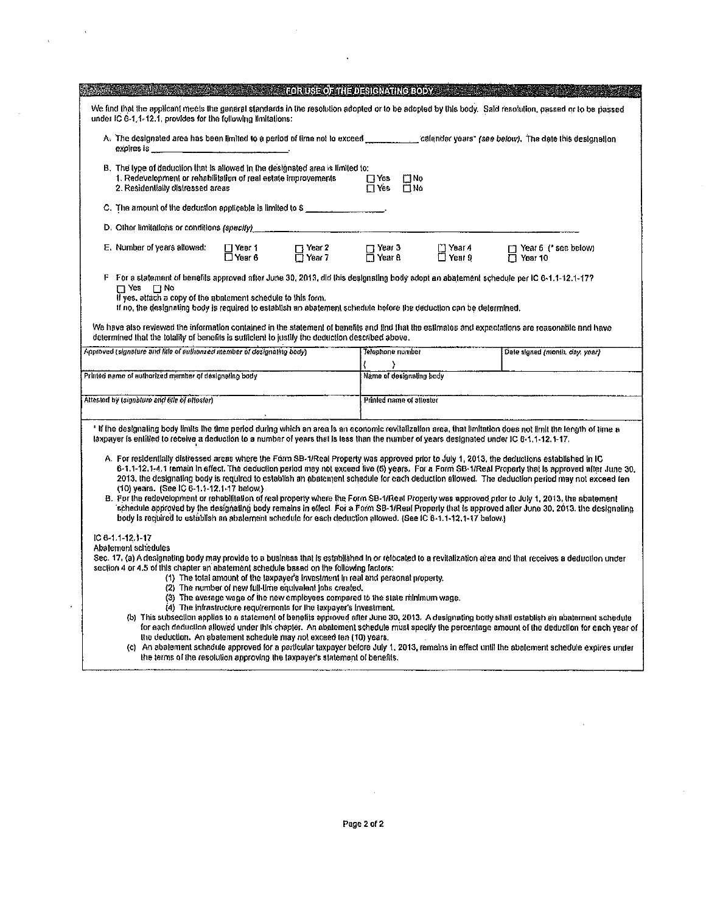## FOR USE OF THE DESIGNATING BODY

We find that the applicant meets the general standards in the resolution adopted or to be adopted by this body. Said resolution, passed or to be passed under IC 6-1.1-12.1, provides for the following limitations:

A. The designated area has been limited to a period of time not to exceed \_\_\_\_\_\_\_\_\_\_\_\_ calendar years\* *(see below)*. The date this designation expires is \_\_\_\_\_\_\_\_\_\_\_\_\_\_\_\_\_\_\_\_\_\_\_\_\_\_\_\_\_\_\_.

B. The type of deduction that is allowed in the designated area is limited to:
1. Redevelopment or rehabilitation of real estate improvements ☐ Yes ☐ No
2. Residentially distressed areas ☐ Yes ☐ No

C. The amount of the deduction applicable is limited to $ \_\_\_\_\_\_\_\_\_\_\_\_\_\_\_\_\_.

D. Other limitations or conditions *(specify)* \_\_\_\_\_\_\_\_\_\_\_\_\_\_\_\_\_\_\_\_\_\_\_\_\_\_\_\_\_\_\_\_\_\_\_\_\_\_\_\_\_\_\_\_\_\_\_\_

E. Number of years allowed: ☐ Year 1 ☐ Year 2 ☐ Year 3 ☐ Year 4 ☐ Year 5 (\* see below) ☐ Year 6 ☐ Year 7 ☐ Year 8 ☐ Year 9 ☐ Year 10

F. For a statement of benefits approved after June 30, 2013, did this designating body adopt an abatement schedule per IC 6-1.1-12.1-17?
☐ Yes ☐ No
If yes, attach a copy of the abatement schedule to this form.
If no, the designating body is required to establish an abatement schedule before the deduction can be determined.

We have also reviewed the information contained in the statement of benefits and find that the estimates and expectations are reasonable and have determined that the totality of benefits is sufficient to justify the deduction described above.

| Approved *(signature and title of authorized member of designating body)* | Telephone number<br>( ) | Date signed *(month, day, year)* |
|---|---|---|
| Printed name of authorized member of designating body | Name of designating body | |
| Attested by *(signature and title of attester)* | Printed name of attester | |

\* If the designating body limits the time period during which an area is an economic revitalization area, that limitation does not limit the length of time a taxpayer is entitled to receive a deduction to a number of years that is less than the number of years designated under IC 6-1.1-12.1-17.

A. For residentially distressed areas where the Form SB-1/Real Property was approved prior to July 1, 2013, the deductions established in IC 6-1.1-12.1-4.1 remain in effect. The deduction period may not exceed five (5) years. For a Form SB-1/Real Property that is approved after June 30, 2013, the designating body is required to establish an abatement schedule for each deduction allowed. The deduction period may not exceed ten (10) years. (See IC 6-1.1-12.1-17 below.)

B. For the redevelopment or rehabilitation of real property where the Form SB-1/Real Property was approved prior to July 1, 2013, the abatement schedule approved by the designating body remains in effect. For a Form SB-1/Real Property that is approved after June 30, 2013, the designating body is required to establish an abatement schedule for each deduction allowed. (See IC 6-1.1-12.1-17 below.)

IC 6-1.1-12.1-17
Abatement schedules
Sec. 17. (a) A designating body may provide to a business that is established in or relocated to a revitalization area and that receives a deduction under section 4 or 4.5 of this chapter an abatement schedule based on the following factors:
(1) The total amount of the taxpayer's investment in real and personal property.
(2) The number of new full-time equivalent jobs created.
(3) The average wage of the new employees compared to the state minimum wage.
(4) The infrastructure requirements for the taxpayer's investment.
(b) This subsection applies to a statement of benefits approved after June 30, 2013. A designating body shall establish an abatement schedule for each deduction allowed under this chapter. An abatement schedule must specify the percentage amount of the deduction for each year of the deduction. An abatement schedule may not exceed ten (10) years.
(c) An abatement schedule approved for a particular taxpayer before July 1, 2013, remains in effect until the abatement schedule expires under the terms of the resolution approving the taxpayer's statement of benefits.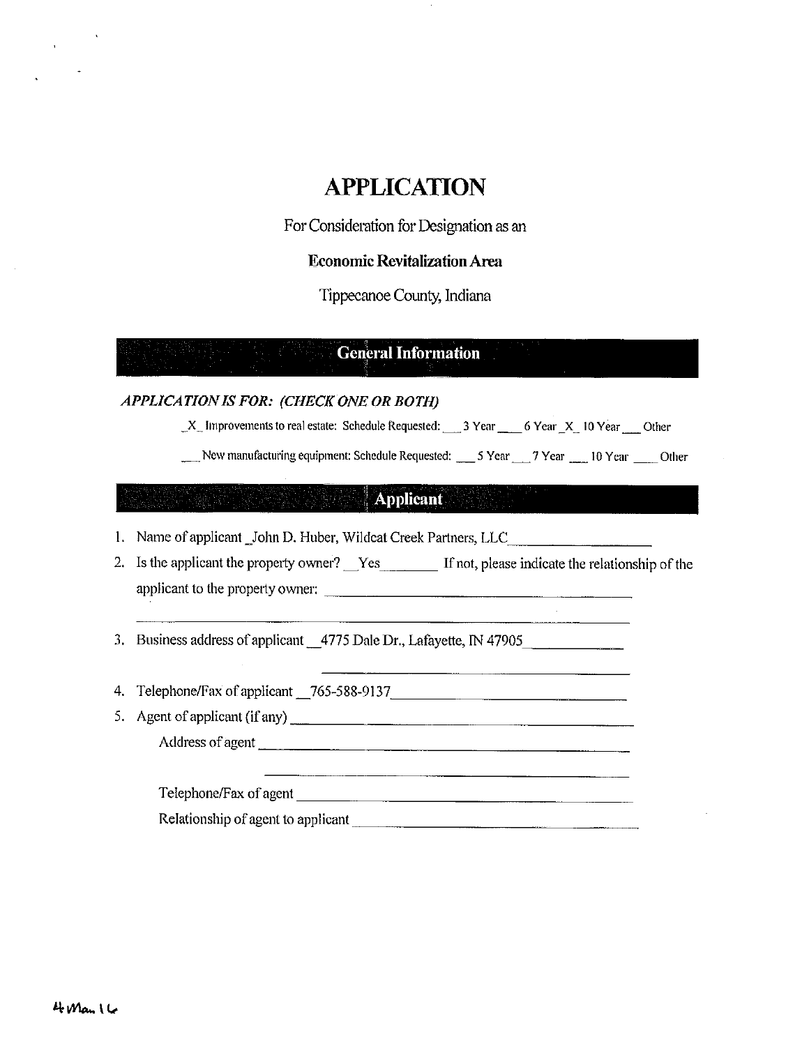# APPLICATION

For Consideration for Designation as an

**Economic Revitalization Area**

Tippecanoe County, Indiana

## General Information

***APPLICATION IS FOR: (CHECK ONE OR BOTH)***

_X_ Improvements to real estate: Schedule Requested: ___ 3 Year ___ 6 Year _X_ 10 Year ___ Other

___ New manufacturing equipment: Schedule Requested: ___ 5 Year ___ 7 Year ___ 10 Year ___ Other

## Applicant

1. Name of applicant _John D. Huber, Wildcat Creek Partners, LLC__________
2. Is the applicant the property owner? __Yes_______ If not, please indicate the relationship of the applicant to the property owner: ______________________
3. Business address of applicant __4775 Dale Dr., Lafayette, IN 47905__________
4. Telephone/Fax of applicant __765-588-9137__________________
5. Agent of applicant (if any) ______________________

   Address of agent ______________________

   Telephone/Fax of agent ______________________

   Relationship of agent to applicant ______________________

4 Mar 16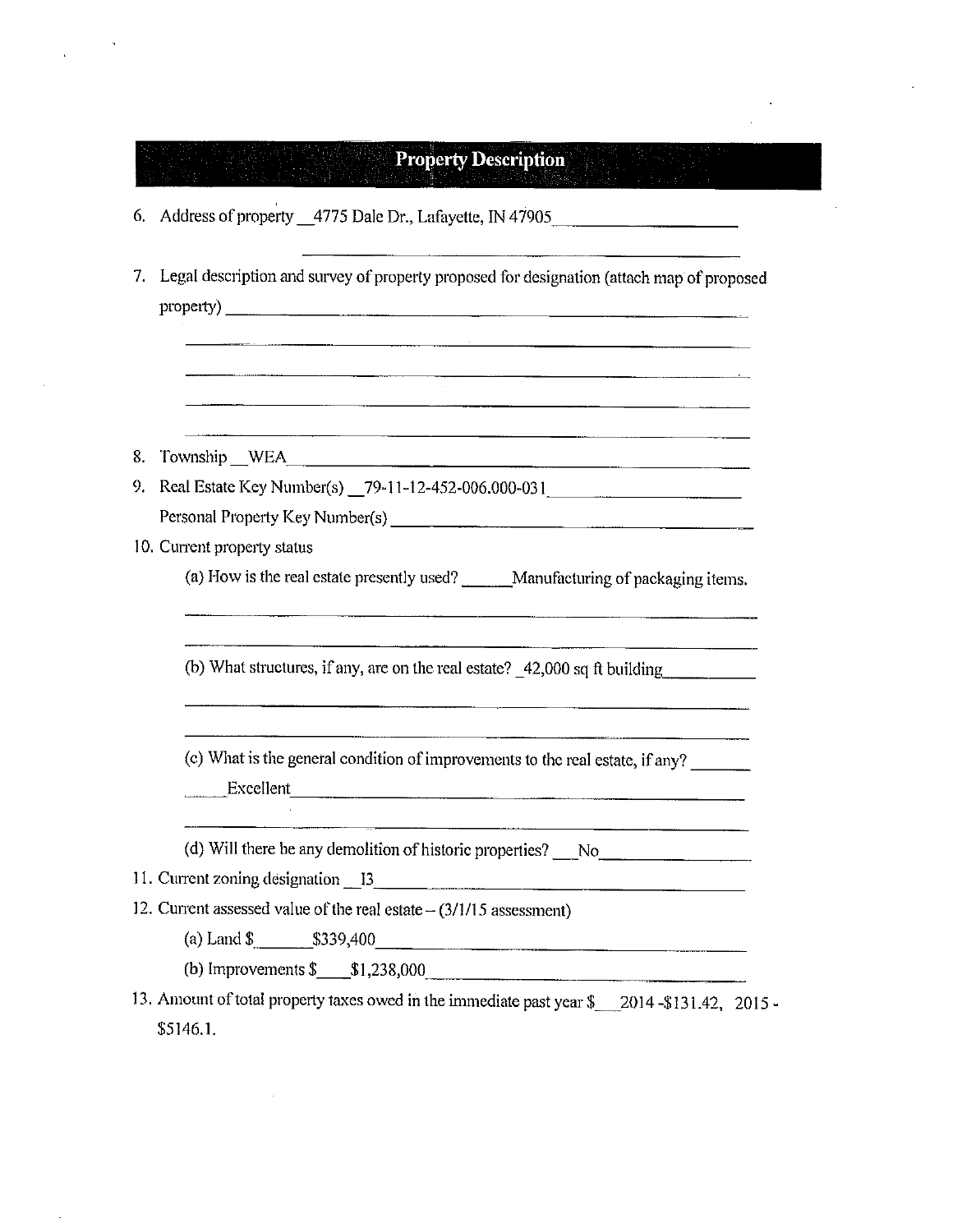## Property Description

6. Address of property 4775 Dale Dr., Lafayette, IN 47905

7. Legal description and survey of property proposed for designation (attach map of proposed property)

8. Township WEA

9. Real Estate Key Number(s) 79-11-12-452-006.000-031

   Personal Property Key Number(s)

10. Current property status

    (a) How is the real estate presently used? Manufacturing of packaging items.

    (b) What structures, if any, are on the real estate? 42,000 sq ft building

    (c) What is the general condition of improvements to the real estate, if any? Excellent

    (d) Will there be any demolition of historic properties? No

11. Current zoning designation I3

12. Current assessed value of the real estate – (3/1/15 assessment)

    (a) Land $ $339,400

    (b) Improvements $ $1,238,000

13. Amount of total property taxes owed in the immediate past year $ 2014 -$131.42, 2015 - $5146.1.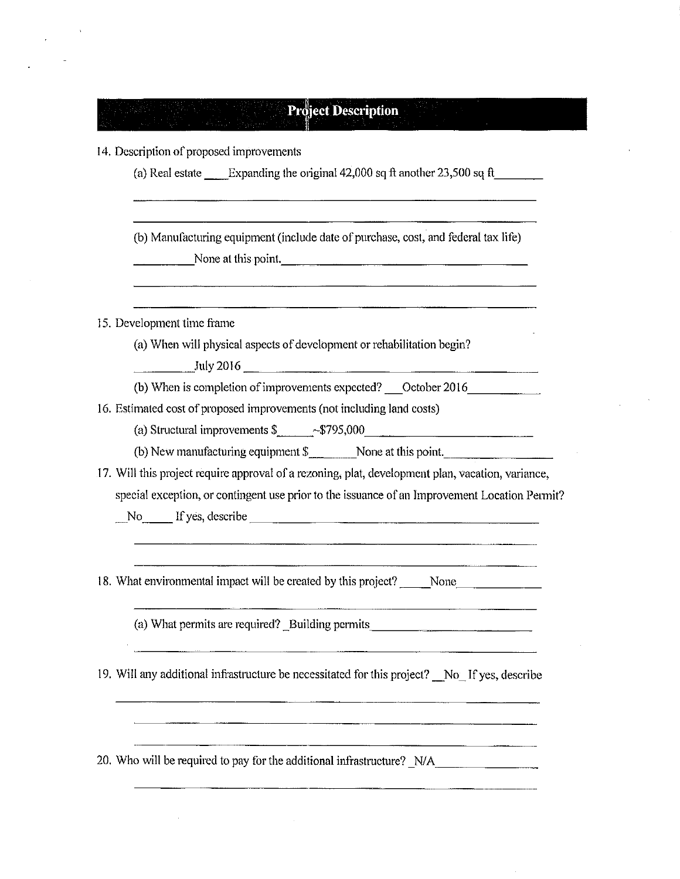## Project Description

14. Description of proposed improvements

    (a) Real estate Expanding the original 42,000 sq ft another 23,500 sq ft

    (b) Manufacturing equipment (include date of purchase, cost, and federal tax life)

    None at this point.

15. Development time frame

    (a) When will physical aspects of development or rehabilitation begin?

    July 2016

    (b) When is completion of improvements expected? October 2016

16. Estimated cost of proposed improvements (not including land costs)

    (a) Structural improvements $ ~$795,000

    (b) New manufacturing equipment $ None at this point.

17. Will this project require approval of a rezoning, plat, development plan, vacation, variance, special exception, or contingent use prior to the issuance of an Improvement Location Permit?

    No If yes, describe

18. What environmental impact will be created by this project? None

    (a) What permits are required? Building permits

19. Will any additional infrastructure be necessitated for this project? No If yes, describe

20. Who will be required to pay for the additional infrastructure? N/A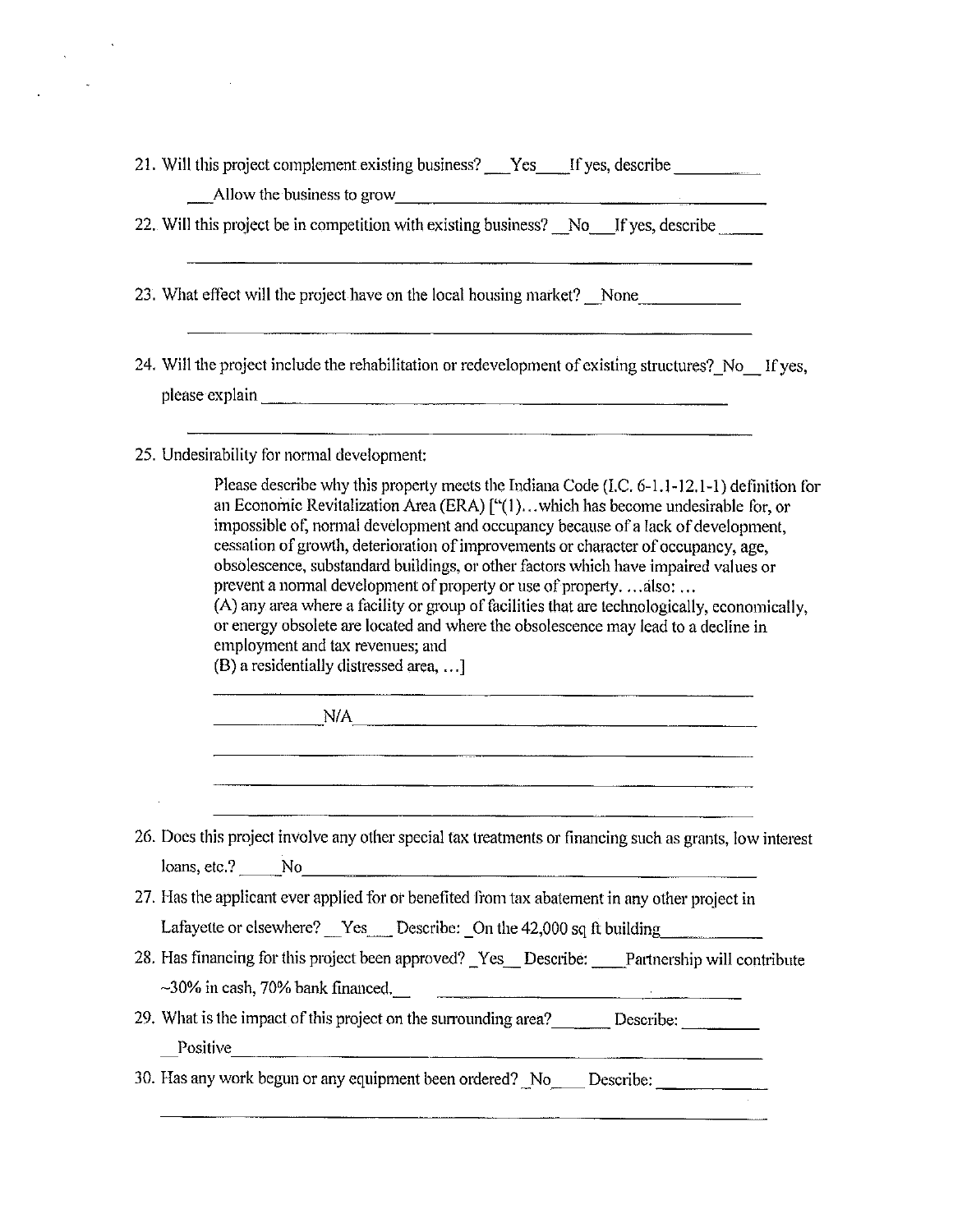21. Will this project complement existing business? Yes If yes, describe

    Allow the business to grow

22. Will this project be in competition with existing business? No If yes, describe

23. What effect will the project have on the local housing market? None

24. Will the project include the rehabilitation or redevelopment of existing structures? No If yes, please explain

25. Undesirability for normal development:

    Please describe why this property meets the Indiana Code (I.C. 6-1.1-12.1-1) definition for an Economic Revitalization Area (ERA) ["(1)...which has become undesirable for, or impossible of, normal development and occupancy because of a lack of development, cessation of growth, deterioration of improvements or character of occupancy, age, obsolescence, substandard buildings, or other factors which have impaired values or prevent a normal development of property or use of property. ...also: ...
    (A) any area where a facility or group of facilities that are technologically, economically, or energy obsolete are located and where the obsolescence may lead to a decline in employment and tax revenues; and
    (B) a residentially distressed area, ...]

    N/A

26. Does this project involve any other special tax treatments or financing such as grants, low interest loans, etc.? No

27. Has the applicant ever applied for or benefited from tax abatement in any other project in Lafayette or elsewhere? Yes Describe: On the 42,000 sq ft building

28. Has financing for this project been approved? Yes Describe: Partnership will contribute ~30% in cash, 70% bank financed.

29. What is the impact of this project on the surrounding area? Describe: Positive

30. Has any work begun or any equipment been ordered? No Describe: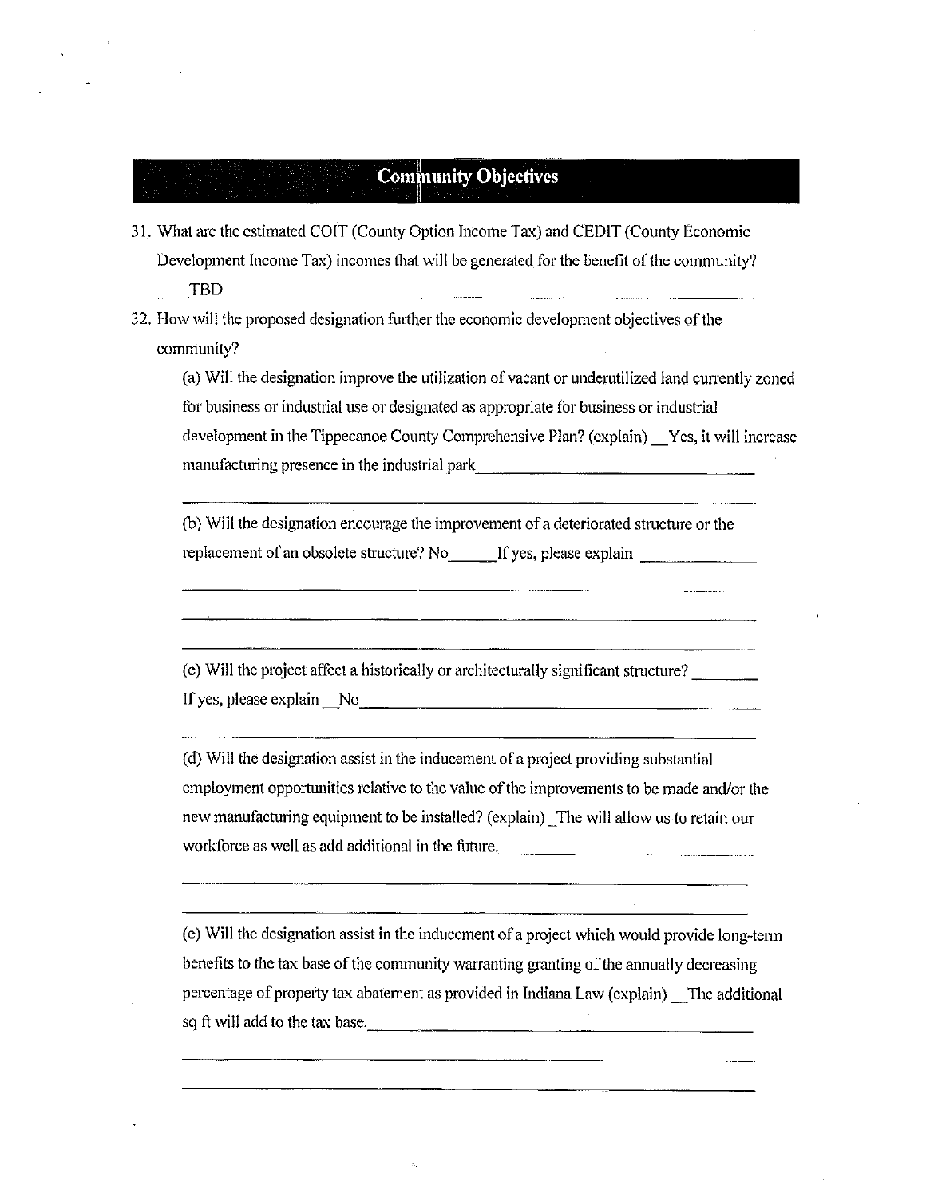## Community Objectives

31. What are the estimated COIT (County Option Income Tax) and CEDIT (County Economic Development Income Tax) incomes that will be generated for the benefit of the community? ____TBD

32. How will the proposed designation further the economic development objectives of the community?

    (a) Will the designation improve the utilization of vacant or underutilized land currently zoned for business or industrial use or designated as appropriate for business or industrial development in the Tippecanoe County Comprehensive Plan? (explain) __Yes, it will increase manufacturing presence in the industrial park

    (b) Will the designation encourage the improvement of a deteriorated structure or the replacement of an obsolete structure? No______ If yes, please explain ______________

    (c) Will the project affect a historically or architecturally significant structure? ________ If yes, please explain __No

    (d) Will the designation assist in the inducement of a project providing substantial employment opportunities relative to the value of the improvements to be made and/or the new manufacturing equipment to be installed? (explain) _The will allow us to retain our workforce as well as add additional in the future.

    (e) Will the designation assist in the inducement of a project which would provide long-term benefits to the tax base of the community warranting granting of the annually decreasing percentage of property tax abatement as provided in Indiana Law (explain) __The additional sq ft will add to the tax base.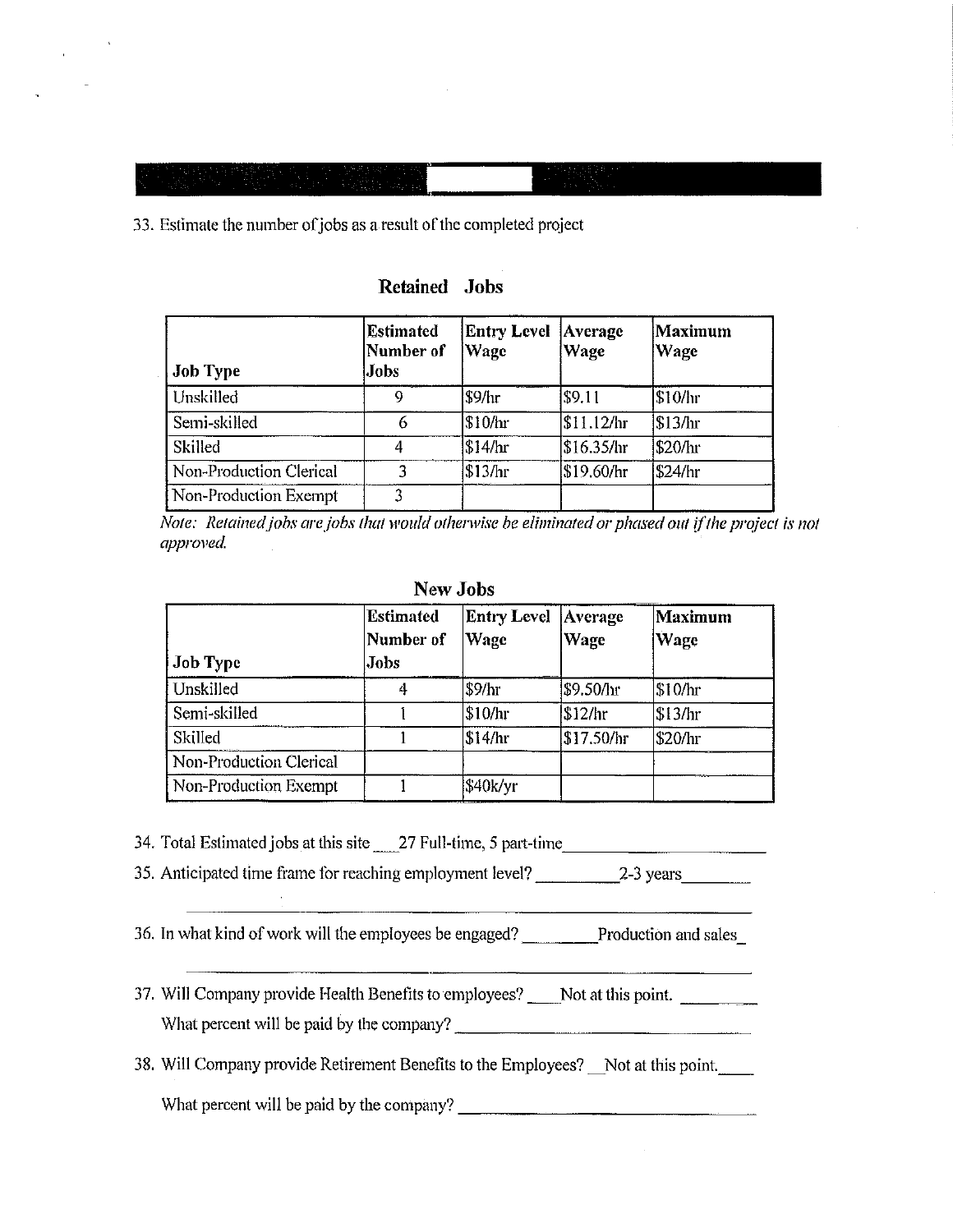33. Estimate the number of jobs as a result of the completed project

## Retained Jobs

| Job Type | Estimated Number of Jobs | Entry Level Wage | Average Wage | Maximum Wage |
|---|---|---|---|---|
| Unskilled | 9 | $9/hr | $9.11 | $10/hr |
| Semi-skilled | 6 | $10/hr | $11.12/hr | $13/hr |
| Skilled | 4 | $14/hr | $16.35/hr | $20/hr |
| Non-Production Clerical | 3 | $13/hr | $19.60/hr | $24/hr |
| Non-Production Exempt | 3 | | | |

*Note: Retained jobs are jobs that would otherwise be eliminated or phased out if the project is not approved.*

## New Jobs

| Job Type | Estimated Number of Jobs | Entry Level Wage | Average Wage | Maximum Wage |
|---|---|---|---|---|
| Unskilled | 4 | $9/hr | $9.50/hr | $10/hr |
| Semi-skilled | 1 | $10/hr | $12/hr | $13/hr |
| Skilled | 1 | $14/hr | $17.50/hr | $20/hr |
| Non-Production Clerical | | | | |
| Non-Production Exempt | 1 | $40k/yr | | |

34. Total Estimated jobs at this site 27 Full-time, 5 part-time

35. Anticipated time frame for reaching employment level? 2-3 years

36. In what kind of work will the employees be engaged? Production and sales

37. Will Company provide Health Benefits to employees? Not at this point.

    What percent will be paid by the company? ____________

38. Will Company provide Retirement Benefits to the Employees? Not at this point.

    What percent will be paid by the company? ____________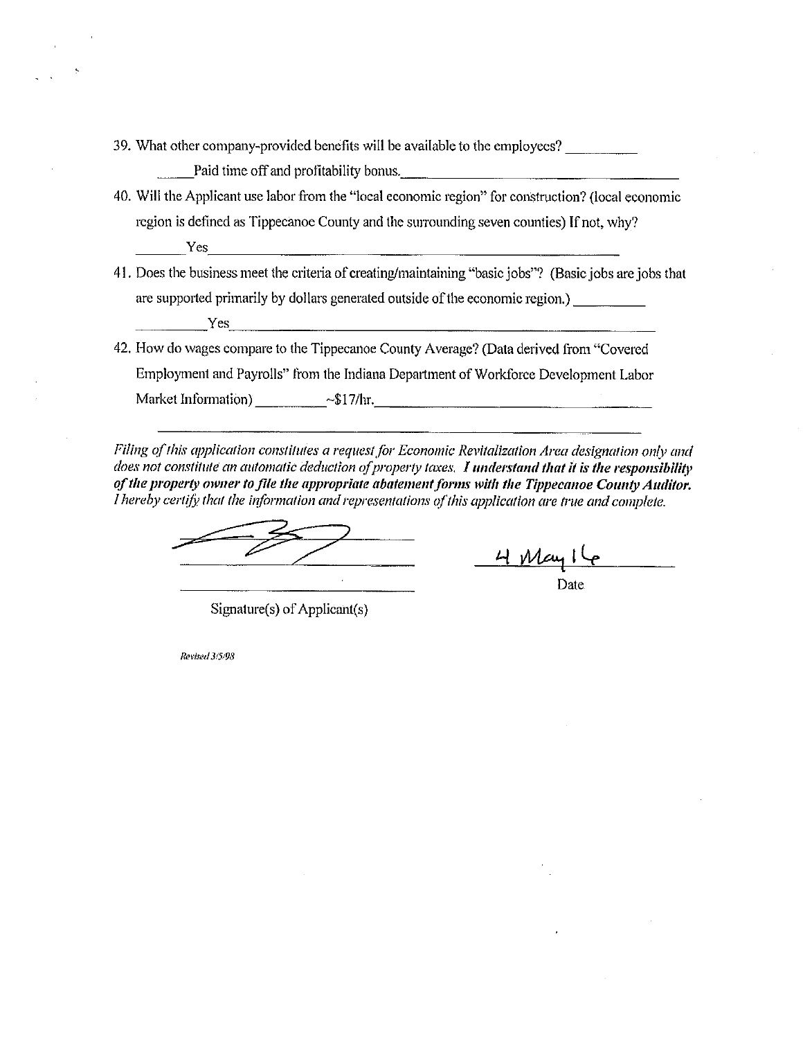39. What other company-provided benefits will be available to the employees? __________

    Paid time off and profitability bonus.

40. Will the Applicant use labor from the "local economic region" for construction? (local economic region is defined as Tippecanoe County and the surrounding seven counties) If not, why?

    Yes

41. Does the business meet the criteria of creating/maintaining "basic jobs"? (Basic jobs are jobs that are supported primarily by dollars generated outside of the economic region.) __________

    Yes

42. How do wages compare to the Tippecanoe County Average? (Data derived from "Covered Employment and Payrolls" from the Indiana Department of Workforce Development Labor Market Information) __________ ~$17/hr.

*Filing of this application constitutes a request for Economic Revitalization Area designation only and does not constitute an automatic deduction of property taxes.* ***I understand that it is the responsibility of the property owner to file the appropriate abatement forms with the Tippecanoe County Auditor.*** *I hereby certify that the information and representations of this application are true and complete.*

________________________________ &nbsp;&nbsp;&nbsp;&nbsp; 4 May 16

Signature(s) of Applicant(s) &nbsp;&nbsp;&nbsp;&nbsp; Date

*Revised 3/5/98*